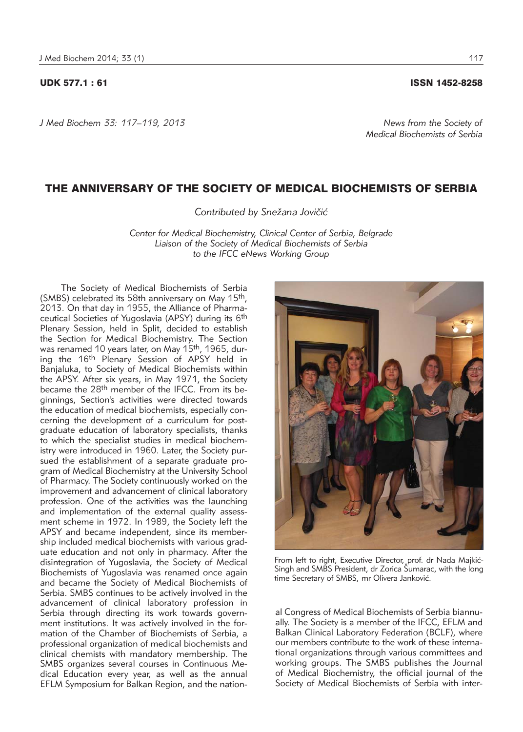UDK 577.1 : 61 ISSN 1452-8258

*J Med Biochem 33: 117–119, 2013*

*News from the Society of Medical Biochemists of Serbia*

# THE ANNIVERSARY OF THE SOCIETY OF MEDICAL BIOCHEMISTS OF SERBIA

*Contributed by Snežana Jovičić*

*Center for Medical Biochemistry, Clinical Center of Serbia, Belgrade*
*Liaison of the Society of Medical Biochemists of Serbia to the IFCC eNews Working Group*

The Society of Medical Biochemists of Serbia (SMBS) celebrated its 58th anniversary on May 15th, 2013. On that day in 1955, the Alliance of Pharmaceutical Societies of Yugoslavia (APSY) during its 6th Plenary Session, held in Split, decided to establish the Section for Medical Biochemistry. The Section was renamed 10 years later, on May 15th, 1965, during the 16th Plenary Session of APSY held in Banjaluka, to Society of Medical Biochemists within the APSY. After six years, in May 1971, the Society became the 28th member of the IFCC. From its beginnings, Section's activities were directed towards the education of medical biochemists, especially concerning the development of a curriculum for postgraduate education of laboratory specialists, thanks to which the specialist studies in medical biochemistry were introduced in 1960. Later, the Society pursued the establishment of a separate graduate program of Medical Biochemistry at the University School of Pharmacy. The Society continuously worked on the improvement and advancement of clinical laboratory profession. One of the activities was the launching and implementation of the external quality assessment scheme in 1972. In 1989, the Society left the APSY and became independent, since its membership included medical biochemists with various graduate education and not only in pharmacy. After the disintegration of Yugoslavia, the Society of Medical Biochemists of Yugoslavia was renamed once again and became the Society of Medical Biochemists of Serbia. SMBS continues to be actively involved in the advancement of clinical laboratory profession in Serbia through directing its work towards government institutions. It was actively involved in the formation of the Chamber of Biochemists of Serbia, a professional organization of medical biochemists and clinical chemists with mandatory membership. The SMBS organizes several courses in Continuous Medical Education every year, as well as the annual EFLM Symposium for Balkan Region, and the national Congress of Medical Biochemists of Serbia biannually. The Society is a member of the IFCC, EFLM and Balkan Clinical Laboratory Federation (BCLF), where our members contribute to the work of these international organizations through various committees and working groups. The SMBS publishes the Journal of Medical Biochemistry, the official journal of the Society of Medical Biochemists of Serbia with inter-

From left to right, Executive Director, prof. dr Nada Majkić-Singh and SMBS President, dr Zorica Šumarac, with the long time Secretary of SMBS, mr Olivera Janković.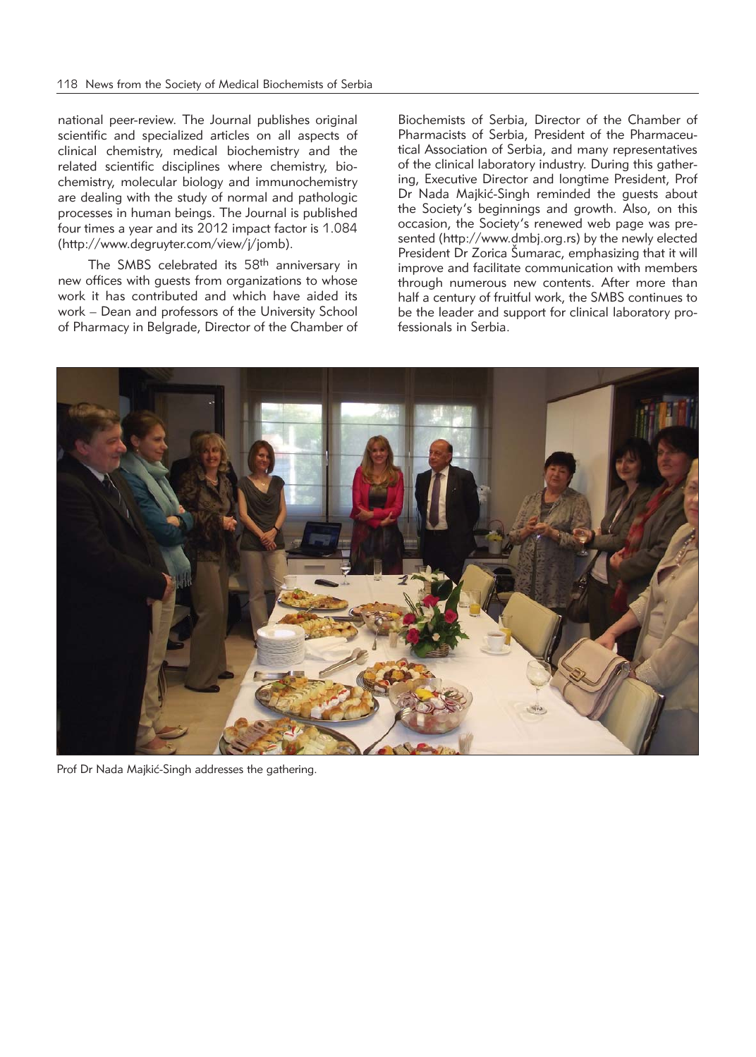national peer-review. The Journal publishes original scientific and specialized articles on all aspects of clinical chemistry, medical biochemistry and the related scientific disciplines where chemistry, biochemistry, molecular biology and immunochemistry are dealing with the study of normal and pathologic processes in human beings. The Journal is published four times a year and its 2012 impact factor is 1.084 (http://www.degruyter.com/view/j/jomb).

The SMBS celebrated its 58th anniversary in new offices with guests from organizations to whose work it has contributed and which have aided its work – Dean and professors of the University School of Pharmacy in Belgrade, Director of the Chamber of Biochemists of Serbia, Director of the Chamber of Pharmacists of Serbia, President of the Pharmaceutical Association of Serbia, and many representatives of the clinical laboratory industry. During this gathering, Executive Director and longtime President, Prof Dr Nada Majkić-Singh reminded the guests about the Society's beginnings and growth. Also, on this occasion, the Society's renewed web page was presented (http://www.dmbj.org.rs) by the newly elected President Dr Zorica Šumarac, emphasizing that it will improve and facilitate communication with members through numerous new contents. After more than half a century of fruitful work, the SMBS continues to be the leader and support for clinical laboratory professionals in Serbia.

Prof Dr Nada Majkić-Singh addresses the gathering.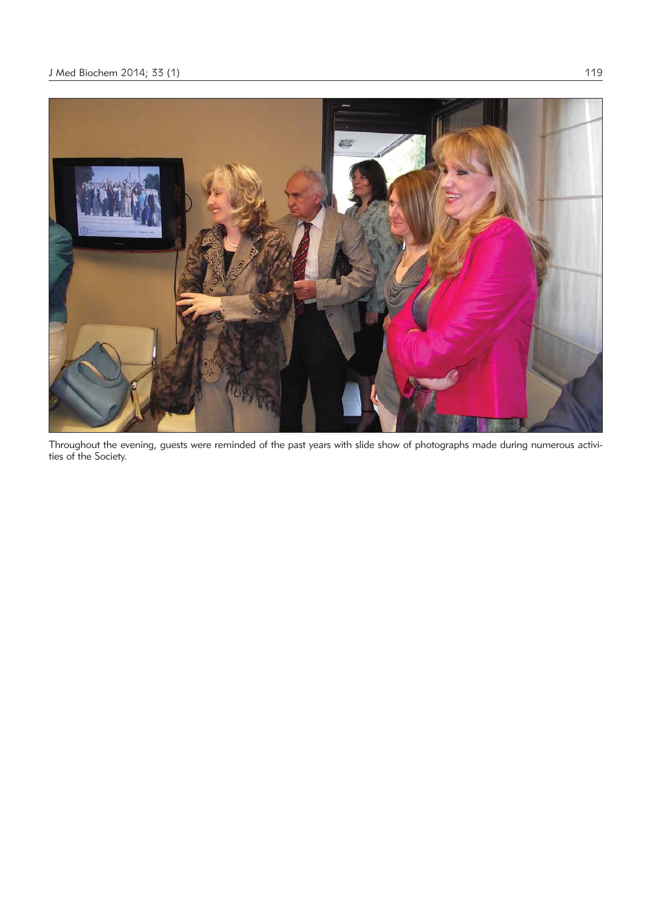Throughout the evening, guests were reminded of the past years with slide show of photographs made during numerous activities of the Society.